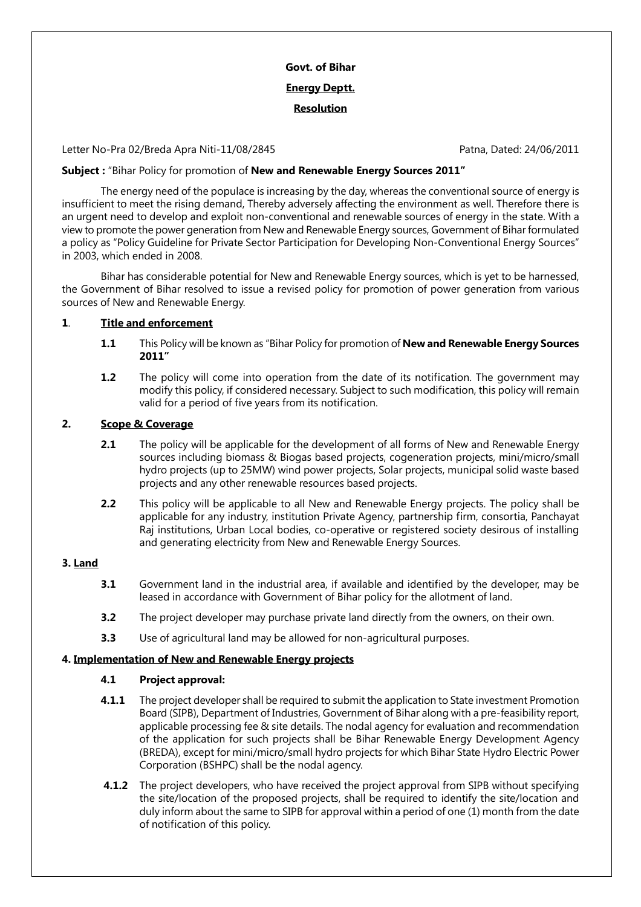**Govt. of Bihar**

**Energy Deptt.**

**Resolution**

Letter No-Pra 02/Breda Apra Niti-11/08/2845 Patna, Dated: 24/06/2011

**Subject :** "Bihar Policy for promotion of **New and Renewable Energy Sources 2011"**

The energy need of the populace is increasing by the day, whereas the conventional source of energy is insufficient to meet the rising demand, Thereby adversely affecting the environment as well. Therefore there is an urgent need to develop and exploit non-conventional and renewable sources of energy in the state. With a view to promote the power generation from New and Renewable Energy sources, Government of Bihar formulated a policy as "Policy Guideline for Private Sector Participation for Developing Non-Conventional Energy Sources" in 2003, which ended in 2008.

Bihar has considerable potential for New and Renewable Energy sources, which is yet to be harnessed, the Government of Bihar resolved to issue a revised policy for promotion of power generation from various sources of New and Renewable Energy.

## 1. Title and enforcement

**1.1** This Policy will be known as "Bihar Policy for promotion of **New and Renewable Energy Sources 2011"**

**1.2** The policy will come into operation from the date of its notification. The government may modify this policy, if considered necessary. Subject to such modification, this policy will remain valid for a period of five years from its notification.

## 2. Scope & Coverage

**2.1** The policy will be applicable for the development of all forms of New and Renewable Energy sources including biomass & Biogas based projects, cogeneration projects, mini/micro/small hydro projects (up to 25MW) wind power projects, Solar projects, municipal solid waste based projects and any other renewable resources based projects.

**2.2** This policy will be applicable to all New and Renewable Energy projects. The policy shall be applicable for any industry, institution Private Agency, partnership firm, consortia, Panchayat Raj institutions, Urban Local bodies, co-operative or registered society desirous of installing and generating electricity from New and Renewable Energy Sources.

## 3. Land

**3.1** Government land in the industrial area, if available and identified by the developer, may be leased in accordance with Government of Bihar policy for the allotment of land.

**3.2** The project developer may purchase private land directly from the owners, on their own.

**3.3** Use of agricultural land may be allowed for non-agricultural purposes.

## 4. Implementation of New and Renewable Energy projects

### 4.1 Project approval:

**4.1.1** The project developer shall be required to submit the application to State investment Promotion Board (SIPB), Department of Industries, Government of Bihar along with a pre-feasibility report, applicable processing fee & site details. The nodal agency for evaluation and recommendation of the application for such projects shall be Bihar Renewable Energy Development Agency (BREDA), except for mini/micro/small hydro projects for which Bihar State Hydro Electric Power Corporation (BSHPC) shall be the nodal agency.

**4.1.2** The project developers, who have received the project approval from SIPB without specifying the site/location of the proposed projects, shall be required to identify the site/location and duly inform about the same to SIPB for approval within a period of one (1) month from the date of notification of this policy.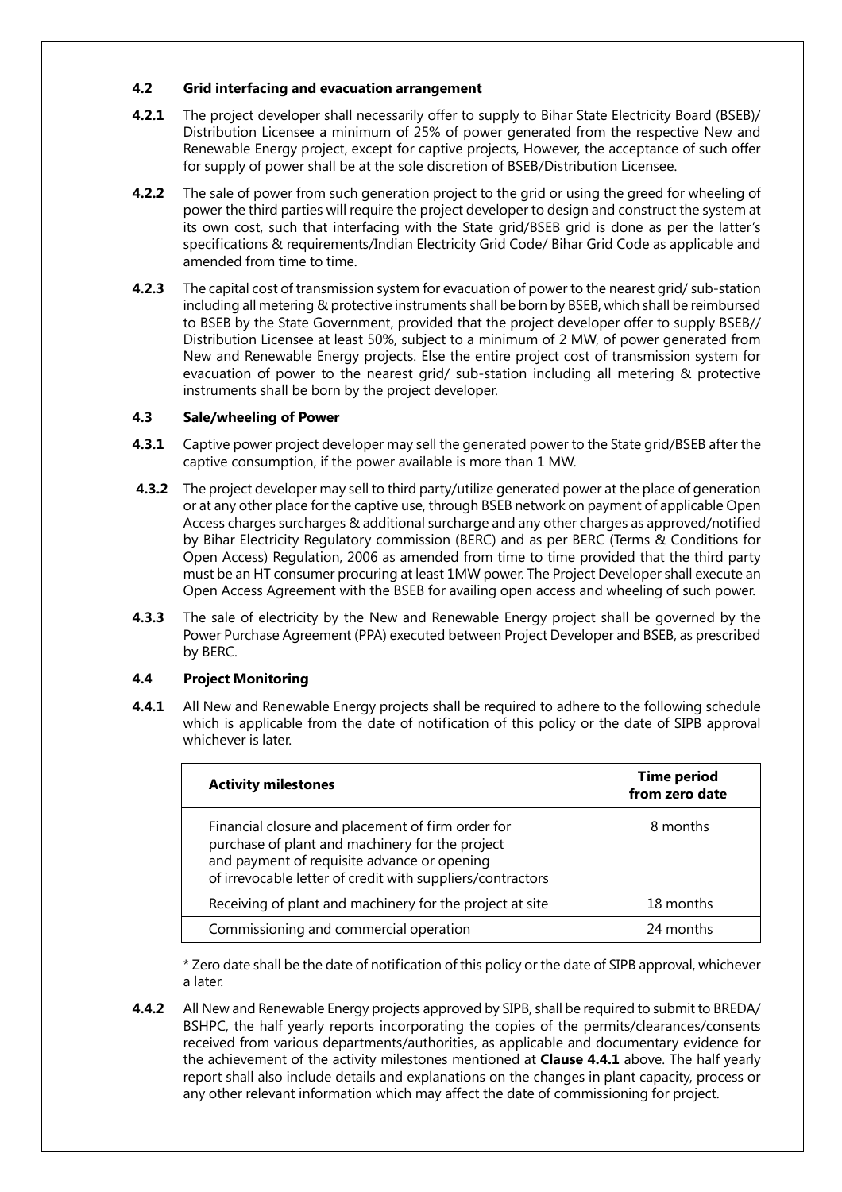**4.2 Grid interfacing and evacuation arrangement**

**4.2.1** The project developer shall necessarily offer to supply to Bihar State Electricity Board (BSEB)/ Distribution Licensee a minimum of 25% of power generated from the respective New and Renewable Energy project, except for captive projects, However, the acceptance of such offer for supply of power shall be at the sole discretion of BSEB/Distribution Licensee.

**4.2.2** The sale of power from such generation project to the grid or using the greed for wheeling of power the third parties will require the project developer to design and construct the system at its own cost, such that interfacing with the State grid/BSEB grid is done as per the latter's specifications & requirements/Indian Electricity Grid Code/ Bihar Grid Code as applicable and amended from time to time.

**4.2.3** The capital cost of transmission system for evacuation of power to the nearest grid/ sub-station including all metering & protective instruments shall be born by BSEB, which shall be reimbursed to BSEB by the State Government, provided that the project developer offer to supply BSEB// Distribution Licensee at least 50%, subject to a minimum of 2 MW, of power generated from New and Renewable Energy projects. Else the entire project cost of transmission system for evacuation of power to the nearest grid/ sub-station including all metering & protective instruments shall be born by the project developer.

**4.3 Sale/wheeling of Power**

**4.3.1** Captive power project developer may sell the generated power to the State grid/BSEB after the captive consumption, if the power available is more than 1 MW.

**4.3.2** The project developer may sell to third party/utilize generated power at the place of generation or at any other place for the captive use, through BSEB network on payment of applicable Open Access charges surcharges & additional surcharge and any other charges as approved/notified by Bihar Electricity Regulatory commission (BERC) and as per BERC (Terms & Conditions for Open Access) Regulation, 2006 as amended from time to time provided that the third party must be an HT consumer procuring at least 1MW power. The Project Developer shall execute an Open Access Agreement with the BSEB for availing open access and wheeling of such power.

**4.3.3** The sale of electricity by the New and Renewable Energy project shall be governed by the Power Purchase Agreement (PPA) executed between Project Developer and BSEB, as prescribed by BERC.

**4.4 Project Monitoring**

**4.4.1** All New and Renewable Energy projects shall be required to adhere to the following schedule which is applicable from the date of notification of this policy or the date of SIPB approval whichever is later.

| Activity milestones | Time period from zero date |
|---|---|
| Financial closure and placement of firm order for purchase of plant and machinery for the project and payment of requisite advance or opening of irrevocable letter of credit with suppliers/contractors | 8 months |
| Receiving of plant and machinery for the project at site | 18 months |
| Commissioning and commercial operation | 24 months |

\* Zero date shall be the date of notification of this policy or the date of SIPB approval, whichever a later.

**4.4.2** All New and Renewable Energy projects approved by SIPB, shall be required to submit to BREDA/ BSHPC, the half yearly reports incorporating the copies of the permits/clearances/consents received from various departments/authorities, as applicable and documentary evidence for the achievement of the activity milestones mentioned at **Clause 4.4.1** above. The half yearly report shall also include details and explanations on the changes in plant capacity, process or any other relevant information which may affect the date of commissioning for project.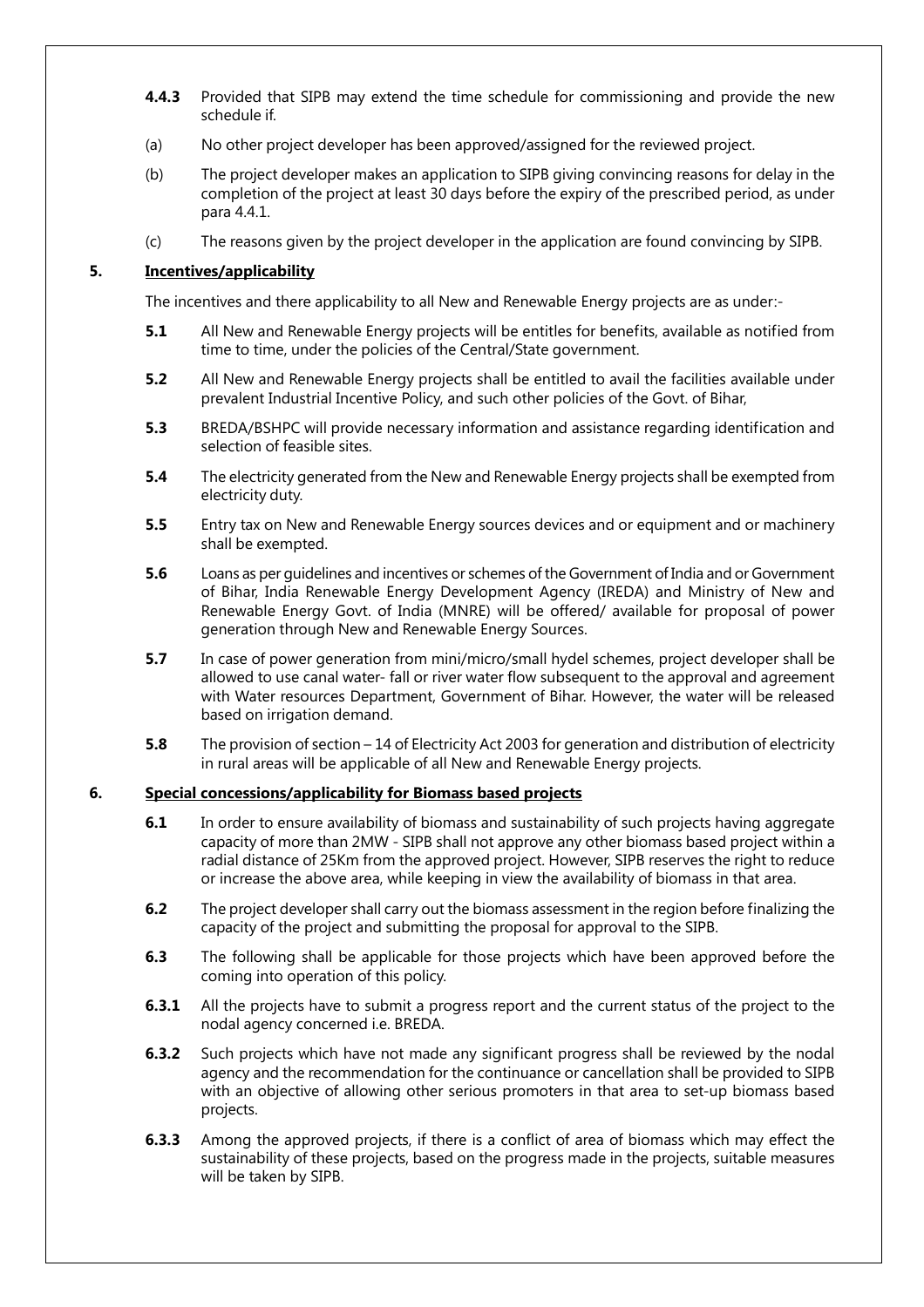**4.4.3** Provided that SIPB may extend the time schedule for commissioning and provide the new schedule if.

(a) No other project developer has been approved/assigned for the reviewed project.

(b) The project developer makes an application to SIPB giving convincing reasons for delay in the completion of the project at least 30 days before the expiry of the prescribed period, as under para 4.4.1.

(c) The reasons given by the project developer in the application are found convincing by SIPB.

## 5. Incentives/applicability

The incentives and there applicability to all New and Renewable Energy projects are as under:-

**5.1** All New and Renewable Energy projects will be entitles for benefits, available as notified from time to time, under the policies of the Central/State government.

**5.2** All New and Renewable Energy projects shall be entitled to avail the facilities available under prevalent Industrial Incentive Policy, and such other policies of the Govt. of Bihar,

**5.3** BREDA/BSHPC will provide necessary information and assistance regarding identification and selection of feasible sites.

**5.4** The electricity generated from the New and Renewable Energy projects shall be exempted from electricity duty.

**5.5** Entry tax on New and Renewable Energy sources devices and or equipment and or machinery shall be exempted.

**5.6** Loans as per guidelines and incentives or schemes of the Government of India and or Government of Bihar, India Renewable Energy Development Agency (IREDA) and Ministry of New and Renewable Energy Govt. of India (MNRE) will be offered/ available for proposal of power generation through New and Renewable Energy Sources.

**5.7** In case of power generation from mini/micro/small hydel schemes, project developer shall be allowed to use canal water- fall or river water flow subsequent to the approval and agreement with Water resources Department, Government of Bihar. However, the water will be released based on irrigation demand.

**5.8** The provision of section – 14 of Electricity Act 2003 for generation and distribution of electricity in rural areas will be applicable of all New and Renewable Energy projects.

## 6. Special concessions/applicability for Biomass based projects

**6.1** In order to ensure availability of biomass and sustainability of such projects having aggregate capacity of more than 2MW - SIPB shall not approve any other biomass based project within a radial distance of 25Km from the approved project. However, SIPB reserves the right to reduce or increase the above area, while keeping in view the availability of biomass in that area.

**6.2** The project developer shall carry out the biomass assessment in the region before finalizing the capacity of the project and submitting the proposal for approval to the SIPB.

**6.3** The following shall be applicable for those projects which have been approved before the coming into operation of this policy.

**6.3.1** All the projects have to submit a progress report and the current status of the project to the nodal agency concerned i.e. BREDA.

**6.3.2** Such projects which have not made any significant progress shall be reviewed by the nodal agency and the recommendation for the continuance or cancellation shall be provided to SIPB with an objective of allowing other serious promoters in that area to set-up biomass based projects.

**6.3.3** Among the approved projects, if there is a conflict of area of biomass which may effect the sustainability of these projects, based on the progress made in the projects, suitable measures will be taken by SIPB.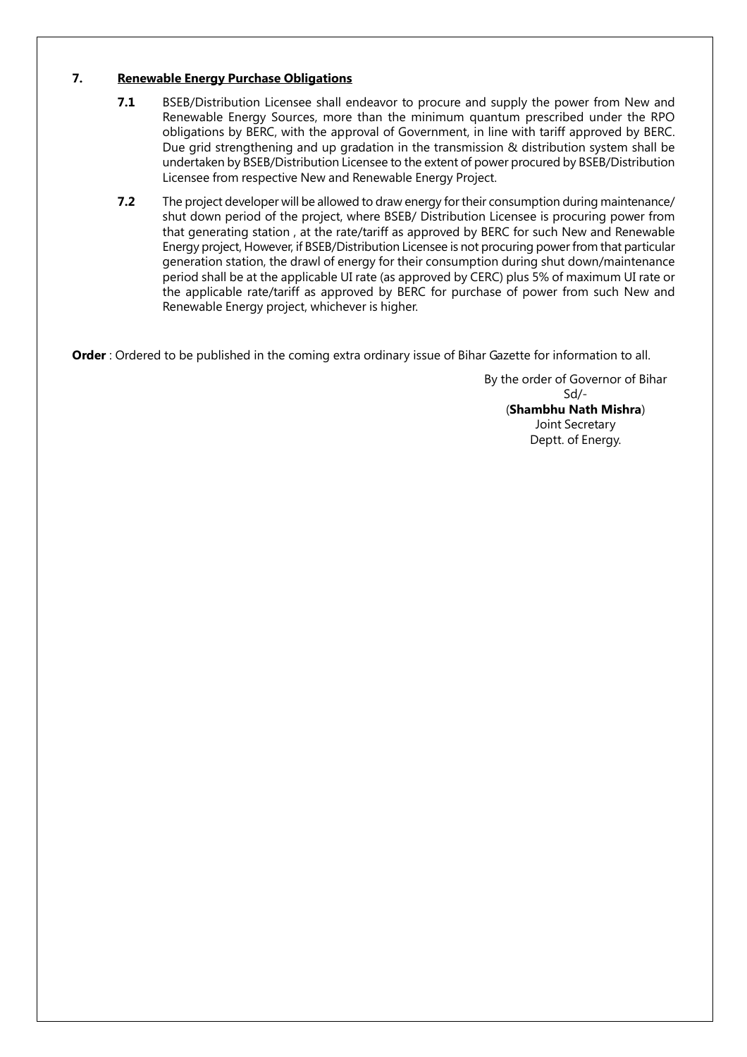## 7. Renewable Energy Purchase Obligations

**7.1** BSEB/Distribution Licensee shall endeavor to procure and supply the power from New and Renewable Energy Sources, more than the minimum quantum prescribed under the RPO obligations by BERC, with the approval of Government, in line with tariff approved by BERC. Due grid strengthening and up gradation in the transmission & distribution system shall be undertaken by BSEB/Distribution Licensee to the extent of power procured by BSEB/Distribution Licensee from respective New and Renewable Energy Project.

**7.2** The project developer will be allowed to draw energy for their consumption during maintenance/ shut down period of the project, where BSEB/ Distribution Licensee is procuring power from that generating station , at the rate/tariff as approved by BERC for such New and Renewable Energy project, However, if BSEB/Distribution Licensee is not procuring power from that particular generation station, the drawl of energy for their consumption during shut down/maintenance period shall be at the applicable UI rate (as approved by CERC) plus 5% of maximum UI rate or the applicable rate/tariff as approved by BERC for purchase of power from such New and Renewable Energy project, whichever is higher.

**Order** : Ordered to be published in the coming extra ordinary issue of Bihar Gazette for information to all.

By the order of Governor of Bihar
Sd/-
(**Shambhu Nath Mishra**)
Joint Secretary
Deptt. of Energy.